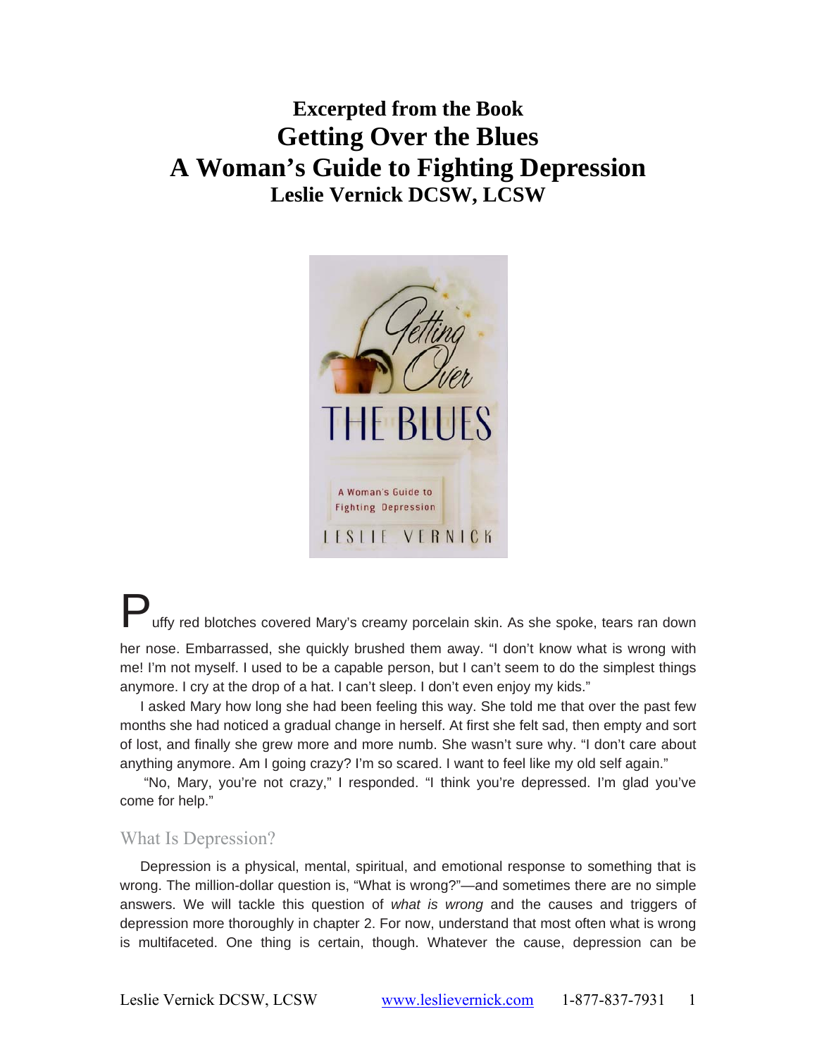**Excerpted from the Book**

# Getting Over the Blues
# A Woman's Guide to Fighting Depression

**Leslie Vernick DCSW, LCSW**

Puffy red blotches covered Mary's creamy porcelain skin. As she spoke, tears ran down her nose. Embarrassed, she quickly brushed them away. "I don't know what is wrong with me! I'm not myself. I used to be a capable person, but I can't seem to do the simplest things anymore. I cry at the drop of a hat. I can't sleep. I don't even enjoy my kids."

I asked Mary how long she had been feeling this way. She told me that over the past few months she had noticed a gradual change in herself. At first she felt sad, then empty and sort of lost, and finally she grew more and more numb. She wasn't sure why. "I don't care about anything anymore. Am I going crazy? I'm so scared. I want to feel like my old self again."

"No, Mary, you're not crazy," I responded. "I think you're depressed. I'm glad you've come for help."

## What Is Depression?

Depression is a physical, mental, spiritual, and emotional response to something that is wrong. The million-dollar question is, "What is wrong?"—and sometimes there are no simple answers. We will tackle this question of *what is wrong* and the causes and triggers of depression more thoroughly in chapter 2. For now, understand that most often what is wrong is multifaceted. One thing is certain, though. Whatever the cause, depression can be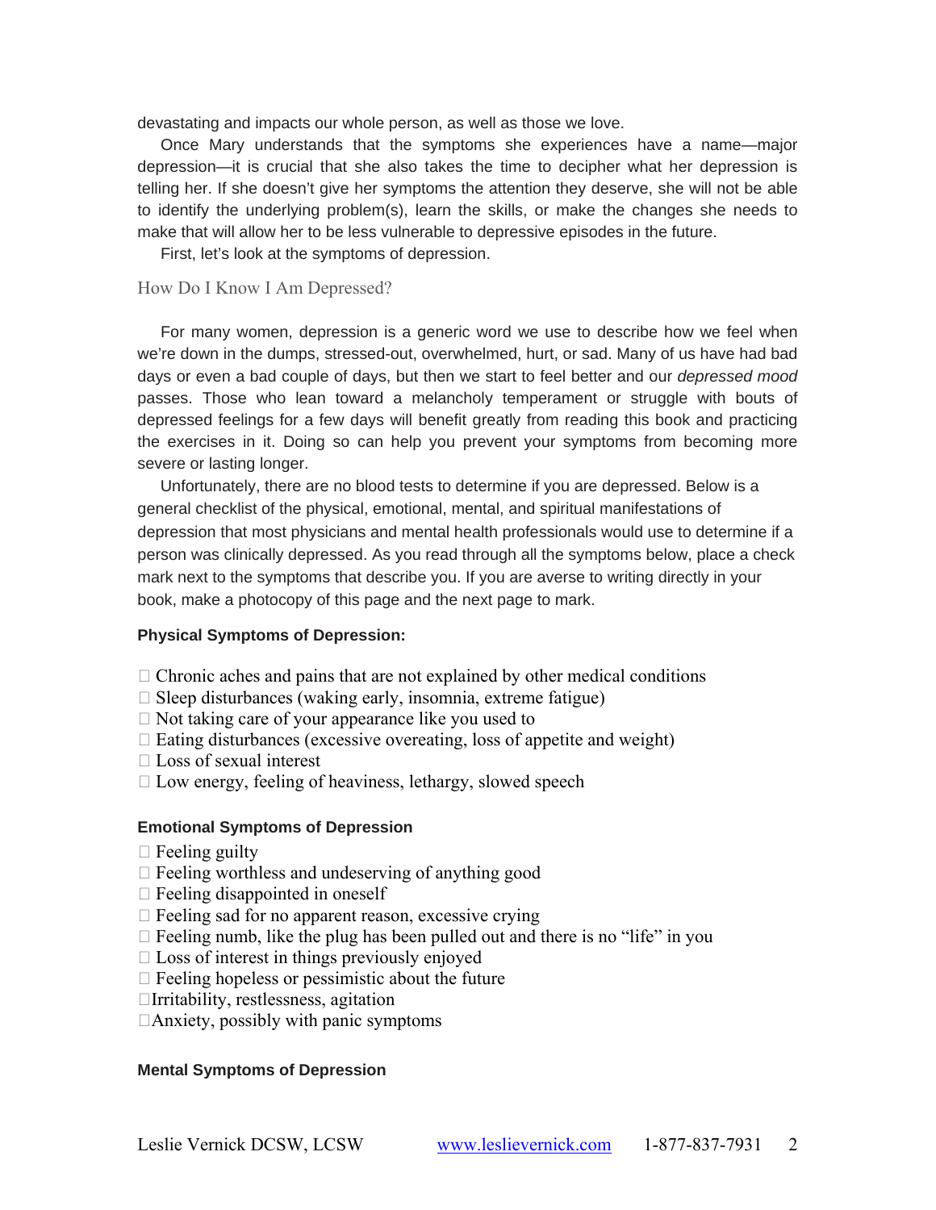devastating and impacts our whole person, as well as those we love.

Once Mary understands that the symptoms she experiences have a name—major depression—it is crucial that she also takes the time to decipher what her depression is telling her. If she doesn't give her symptoms the attention they deserve, she will not be able to identify the underlying problem(s), learn the skills, or make the changes she needs to make that will allow her to be less vulnerable to depressive episodes in the future.

First, let's look at the symptoms of depression.

## How Do I Know I Am Depressed?

For many women, depression is a generic word we use to describe how we feel when we're down in the dumps, stressed-out, overwhelmed, hurt, or sad. Many of us have had bad days or even a bad couple of days, but then we start to feel better and our *depressed mood* passes. Those who lean toward a melancholy temperament or struggle with bouts of depressed feelings for a few days will benefit greatly from reading this book and practicing the exercises in it. Doing so can help you prevent your symptoms from becoming more severe or lasting longer.

Unfortunately, there are no blood tests to determine if you are depressed. Below is a general checklist of the physical, emotional, mental, and spiritual manifestations of depression that most physicians and mental health professionals would use to determine if a person was clinically depressed. As you read through all the symptoms below, place a check mark next to the symptoms that describe you. If you are averse to writing directly in your book, make a photocopy of this page and the next page to mark.

**Physical Symptoms of Depression:**

- ☐ Chronic aches and pains that are not explained by other medical conditions
- ☐ Sleep disturbances (waking early, insomnia, extreme fatigue)
- ☐ Not taking care of your appearance like you used to
- ☐ Eating disturbances (excessive overeating, loss of appetite and weight)
- ☐ Loss of sexual interest
- ☐ Low energy, feeling of heaviness, lethargy, slowed speech

**Emotional Symptoms of Depression**

- ☐ Feeling guilty
- ☐ Feeling worthless and undeserving of anything good
- ☐ Feeling disappointed in oneself
- ☐ Feeling sad for no apparent reason, excessive crying
- ☐ Feeling numb, like the plug has been pulled out and there is no "life" in you
- ☐ Loss of interest in things previously enjoyed
- ☐ Feeling hopeless or pessimistic about the future
- ☐ Irritability, restlessness, agitation
- ☐ Anxiety, possibly with panic symptoms

**Mental Symptoms of Depression**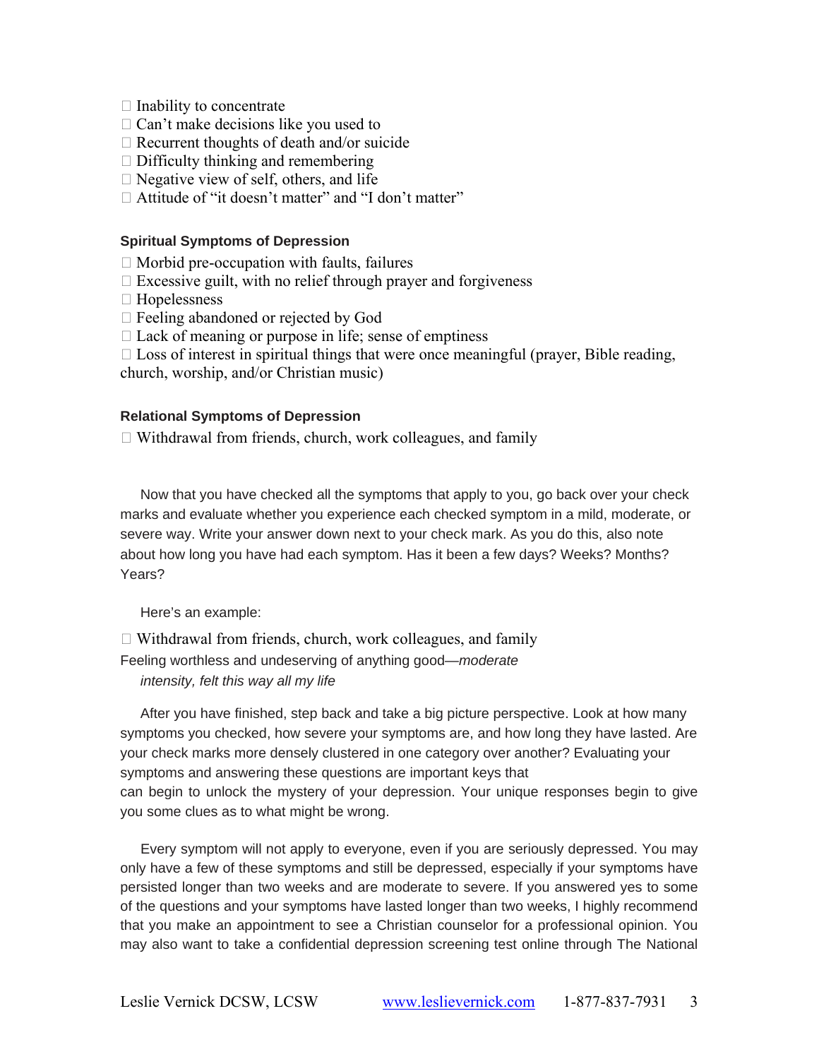- □ Inability to concentrate
- □ Can't make decisions like you used to
- □ Recurrent thoughts of death and/or suicide
- □ Difficulty thinking and remembering
- □ Negative view of self, others, and life
- □ Attitude of "it doesn't matter" and "I don't matter"

**Spiritual Symptoms of Depression**

- □ Morbid pre-occupation with faults, failures
- □ Excessive guilt, with no relief through prayer and forgiveness
- □ Hopelessness
- □ Feeling abandoned or rejected by God
- □ Lack of meaning or purpose in life; sense of emptiness
- □ Loss of interest in spiritual things that were once meaningful (prayer, Bible reading, church, worship, and/or Christian music)

**Relational Symptoms of Depression**

- □ Withdrawal from friends, church, work colleagues, and family

Now that you have checked all the symptoms that apply to you, go back over your check marks and evaluate whether you experience each checked symptom in a mild, moderate, or severe way. Write your answer down next to your check mark. As you do this, also note about how long you have had each symptom. Has it been a few days? Weeks? Months? Years?

Here's an example:

□ Withdrawal from friends, church, work colleagues, and family
Feeling worthless and undeserving of anything good—*moderate intensity, felt this way all my life*

After you have finished, step back and take a big picture perspective. Look at how many symptoms you checked, how severe your symptoms are, and how long they have lasted. Are your check marks more densely clustered in one category over another? Evaluating your symptoms and answering these questions are important keys that can begin to unlock the mystery of your depression. Your unique responses begin to give you some clues as to what might be wrong.

Every symptom will not apply to everyone, even if you are seriously depressed. You may only have a few of these symptoms and still be depressed, especially if your symptoms have persisted longer than two weeks and are moderate to severe. If you answered yes to some of the questions and your symptoms have lasted longer than two weeks, I highly recommend that you make an appointment to see a Christian counselor for a professional opinion. You may also want to take a confidential depression screening test online through The National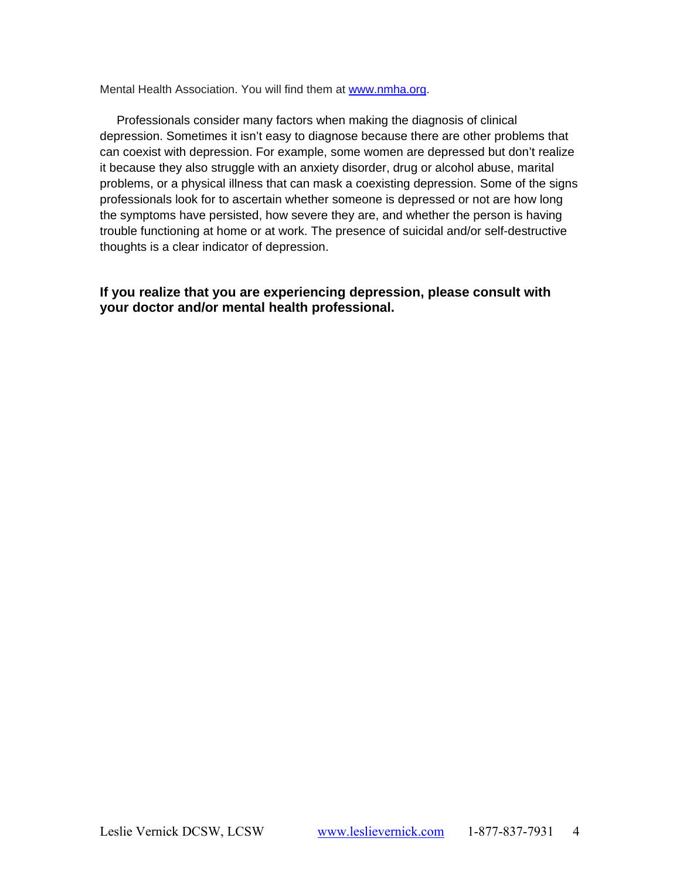Mental Health Association. You will find them at [www.nmha.org](http://www.nmha.org).

Professionals consider many factors when making the diagnosis of clinical depression. Sometimes it isn't easy to diagnose because there are other problems that can coexist with depression. For example, some women are depressed but don't realize it because they also struggle with an anxiety disorder, drug or alcohol abuse, marital problems, or a physical illness that can mask a coexisting depression. Some of the signs professionals look for to ascertain whether someone is depressed or not are how long the symptoms have persisted, how severe they are, and whether the person is having trouble functioning at home or at work. The presence of suicidal and/or self-destructive thoughts is a clear indicator of depression.

**If you realize that you are experiencing depression, please consult with your doctor and/or mental health professional.**